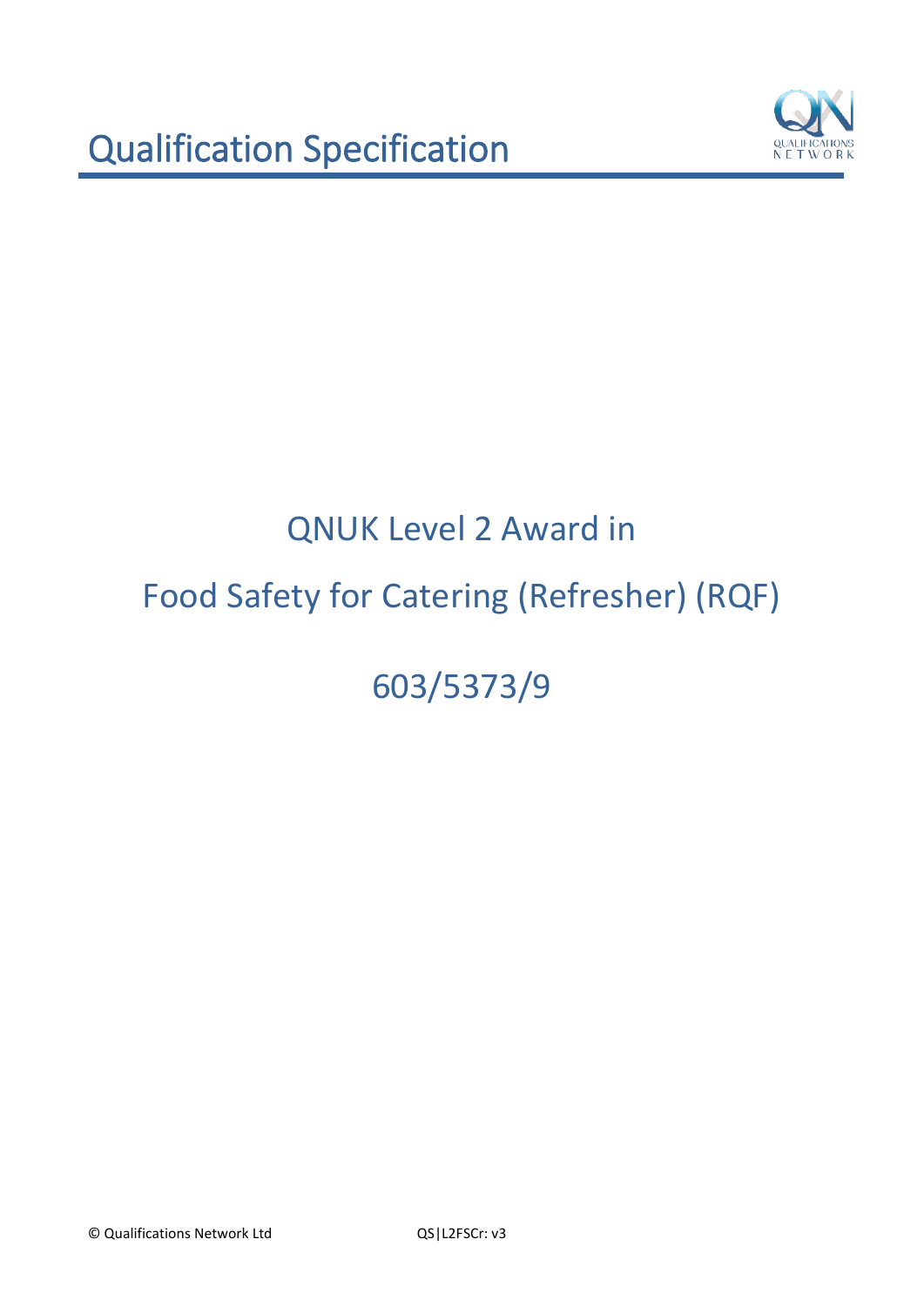# Qualification Specification

## QNUK Level 2 Award in

## Food Safety for Catering (Refresher) (RQF)

## 603/5373/9

© Qualifications Network Ltd QS|L2FSCr: v3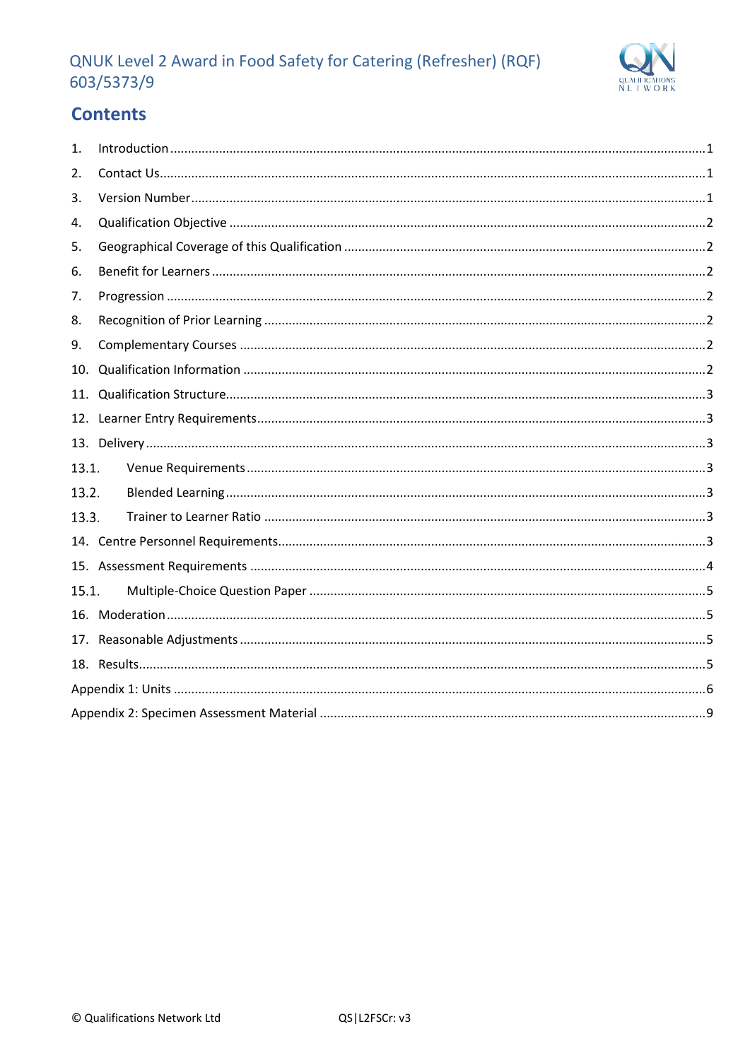## Contents

1. Introduction .......................................................................................................... 1
2. Contact Us ............................................................................................................ 1
3. Version Number .................................................................................................... 1
4. Qualification Objective .......................................................................................... 2
5. Geographical Coverage of this Qualification ........................................................ 2
6. Benefit for Learners ............................................................................................... 2
7. Progression ........................................................................................................... 2
8. Recognition of Prior Learning ............................................................................... 2
9. Complementary Courses ....................................................................................... 2
10. Qualification Information ...................................................................................... 2
11. Qualification Structure .......................................................................................... 3
12. Learner Entry Requirements ................................................................................. 3
13. Delivery ................................................................................................................. 3
    - 13.1. Venue Requirements ................................................................................. 3
    - 13.2. Blended Learning ...................................................................................... 3
    - 13.3. Trainer to Learner Ratio ............................................................................ 3
14. Centre Personnel Requirements ............................................................................ 3
15. Assessment Requirements .................................................................................... 4
    - 15.1. Multiple-Choice Question Paper ............................................................... 5
16. Moderation ............................................................................................................ 5
17. Reasonable Adjustments ....................................................................................... 5
18. Results ................................................................................................................... 5

Appendix 1: Units ...................................................................................................... 6

Appendix 2: Specimen Assessment Material ............................................................. 9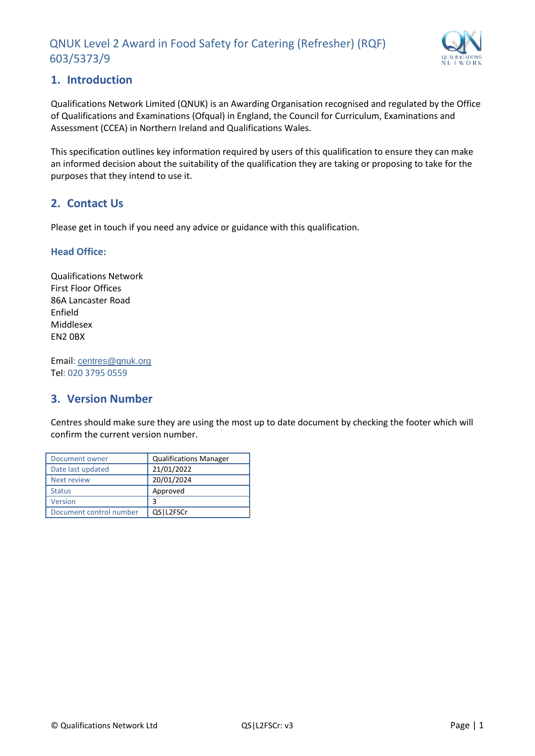## 1. Introduction

Qualifications Network Limited (QNUK) is an Awarding Organisation recognised and regulated by the Office of Qualifications and Examinations (Ofqual) in England, the Council for Curriculum, Examinations and Assessment (CCEA) in Northern Ireland and Qualifications Wales.

This specification outlines key information required by users of this qualification to ensure they can make an informed decision about the suitability of the qualification they are taking or proposing to take for the purposes that they intend to use it.

## 2. Contact Us

Please get in touch if you need any advice or guidance with this qualification.

### Head Office:

Qualifications Network
First Floor Offices
86A Lancaster Road
Enfield
Middlesex
EN2 0BX

Email: centres@qnuk.org
Tel: 020 3795 0559

## 3. Version Number

Centres should make sure they are using the most up to date document by checking the footer which will confirm the current version number.

| Document owner | Qualifications Manager |
|---|---|
| Date last updated | 21/01/2022 |
| Next review | 20/01/2024 |
| Status | Approved |
| Version | 3 |
| Document control number | QS\|L2FSCr |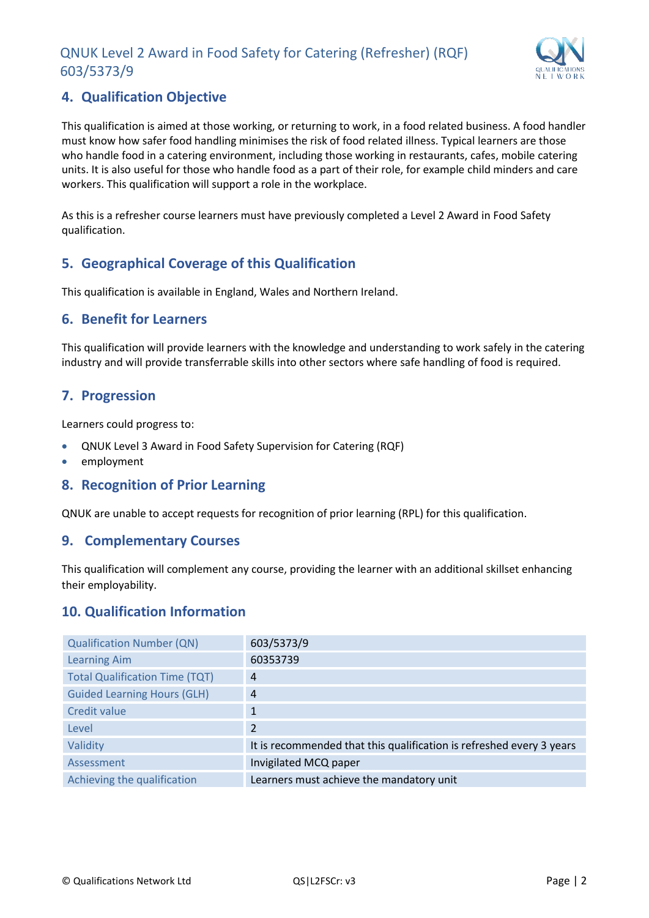## 4. Qualification Objective

This qualification is aimed at those working, or returning to work, in a food related business. A food handler must know how safer food handling minimises the risk of food related illness. Typical learners are those who handle food in a catering environment, including those working in restaurants, cafes, mobile catering units. It is also useful for those who handle food as a part of their role, for example child minders and care workers. This qualification will support a role in the workplace.

As this is a refresher course learners must have previously completed a Level 2 Award in Food Safety qualification.

## 5. Geographical Coverage of this Qualification

This qualification is available in England, Wales and Northern Ireland.

## 6. Benefit for Learners

This qualification will provide learners with the knowledge and understanding to work safely in the catering industry and will provide transferrable skills into other sectors where safe handling of food is required.

## 7. Progression

Learners could progress to:

- QNUK Level 3 Award in Food Safety Supervision for Catering (RQF)
- employment

## 8. Recognition of Prior Learning

QNUK are unable to accept requests for recognition of prior learning (RPL) for this qualification.

## 9. Complementary Courses

This qualification will complement any course, providing the learner with an additional skillset enhancing their employability.

## 10. Qualification Information

| | |
|---|---|
| Qualification Number (QN) | 603/5373/9 |
| Learning Aim | 60353739 |
| Total Qualification Time (TQT) | 4 |
| Guided Learning Hours (GLH) | 4 |
| Credit value | 1 |
| Level | 2 |
| Validity | It is recommended that this qualification is refreshed every 3 years |
| Assessment | Invigilated MCQ paper |
| Achieving the qualification | Learners must achieve the mandatory unit |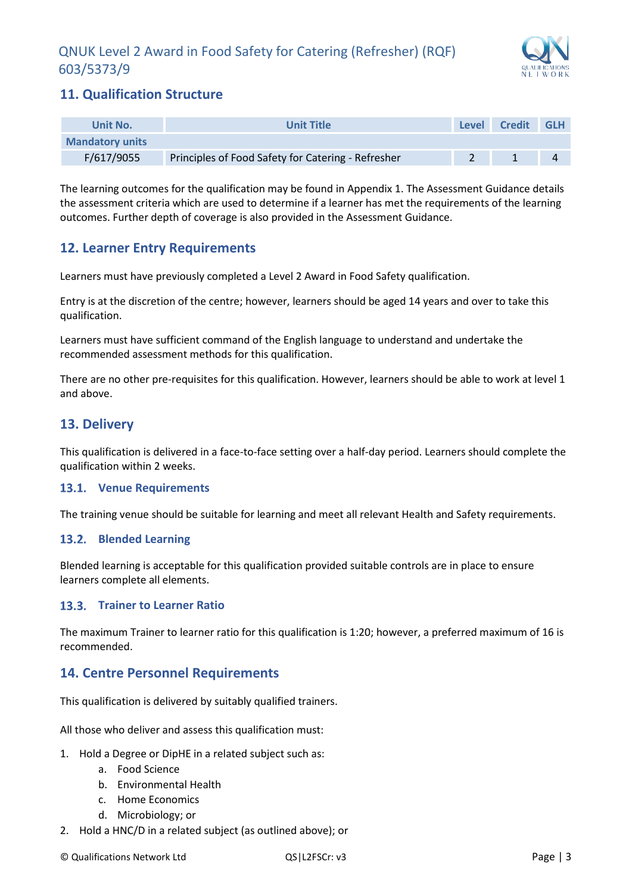## 11. Qualification Structure

| Unit No. | Unit Title | Level | Credit | GLH |
|---|---|---|---|---|
| **Mandatory units** | | | | |
| F/617/9055 | Principles of Food Safety for Catering - Refresher | 2 | 1 | 4 |

The learning outcomes for the qualification may be found in Appendix 1. The Assessment Guidance details the assessment criteria which are used to determine if a learner has met the requirements of the learning outcomes. Further depth of coverage is also provided in the Assessment Guidance.

## 12. Learner Entry Requirements

Learners must have previously completed a Level 2 Award in Food Safety qualification.

Entry is at the discretion of the centre; however, learners should be aged 14 years and over to take this qualification.

Learners must have sufficient command of the English language to understand and undertake the recommended assessment methods for this qualification.

There are no other pre-requisites for this qualification. However, learners should be able to work at level 1 and above.

## 13. Delivery

This qualification is delivered in a face-to-face setting over a half-day period. Learners should complete the qualification within 2 weeks.

### 13.1. Venue Requirements

The training venue should be suitable for learning and meet all relevant Health and Safety requirements.

### 13.2. Blended Learning

Blended learning is acceptable for this qualification provided suitable controls are in place to ensure learners complete all elements.

### 13.3. Trainer to Learner Ratio

The maximum Trainer to learner ratio for this qualification is 1:20; however, a preferred maximum of 16 is recommended.

## 14. Centre Personnel Requirements

This qualification is delivered by suitably qualified trainers.

All those who deliver and assess this qualification must:

1. Hold a Degree or DipHE in a related subject such as:
    a. Food Science
    b. Environmental Health
    c. Home Economics
    d. Microbiology; or
2. Hold a HNC/D in a related subject (as outlined above); or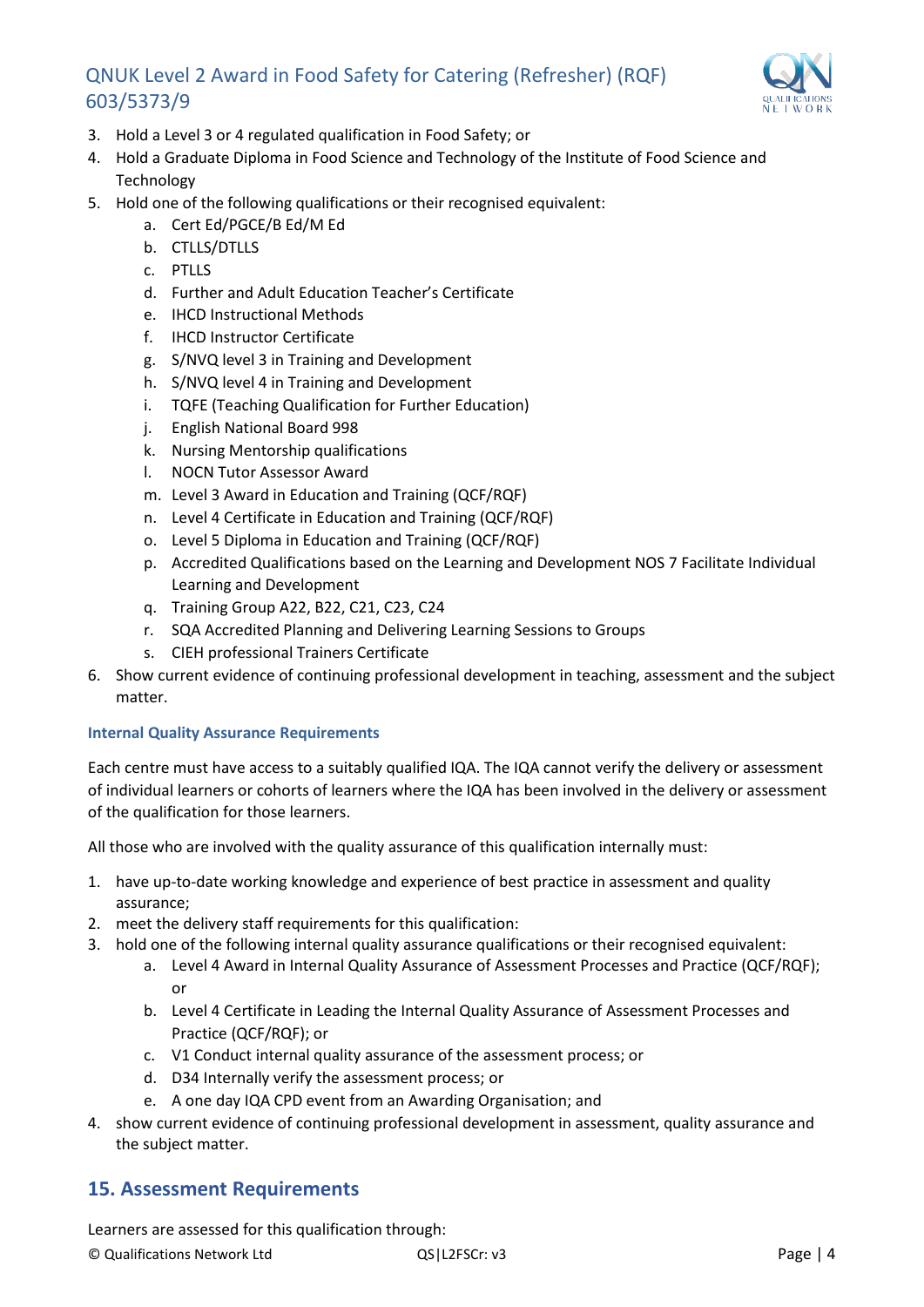3. Hold a Level 3 or 4 regulated qualification in Food Safety; or
4. Hold a Graduate Diploma in Food Science and Technology of the Institute of Food Science and Technology
5. Hold one of the following qualifications or their recognised equivalent:
    a. Cert Ed/PGCE/B Ed/M Ed
    b. CTLLS/DTLLS
    c. PTLLS
    d. Further and Adult Education Teacher's Certificate
    e. IHCD Instructional Methods
    f. IHCD Instructor Certificate
    g. S/NVQ level 3 in Training and Development
    h. S/NVQ level 4 in Training and Development
    i. TQFE (Teaching Qualification for Further Education)
    j. English National Board 998
    k. Nursing Mentorship qualifications
    l. NOCN Tutor Assessor Award
    m. Level 3 Award in Education and Training (QCF/RQF)
    n. Level 4 Certificate in Education and Training (QCF/RQF)
    o. Level 5 Diploma in Education and Training (QCF/RQF)
    p. Accredited Qualifications based on the Learning and Development NOS 7 Facilitate Individual Learning and Development
    q. Training Group A22, B22, C21, C23, C24
    r. SQA Accredited Planning and Delivering Learning Sessions to Groups
    s. CIEH professional Trainers Certificate
6. Show current evidence of continuing professional development in teaching, assessment and the subject matter.

### Internal Quality Assurance Requirements

Each centre must have access to a suitably qualified IQA. The IQA cannot verify the delivery or assessment of individual learners or cohorts of learners where the IQA has been involved in the delivery or assessment of the qualification for those learners.

All those who are involved with the quality assurance of this qualification internally must:

1. have up-to-date working knowledge and experience of best practice in assessment and quality assurance;
2. meet the delivery staff requirements for this qualification:
3. hold one of the following internal quality assurance qualifications or their recognised equivalent:
    a. Level 4 Award in Internal Quality Assurance of Assessment Processes and Practice (QCF/RQF); or
    b. Level 4 Certificate in Leading the Internal Quality Assurance of Assessment Processes and Practice (QCF/RQF); or
    c. V1 Conduct internal quality assurance of the assessment process; or
    d. D34 Internally verify the assessment process; or
    e. A one day IQA CPD event from an Awarding Organisation; and
4. show current evidence of continuing professional development in assessment, quality assurance and the subject matter.

## 15. Assessment Requirements

Learners are assessed for this qualification through: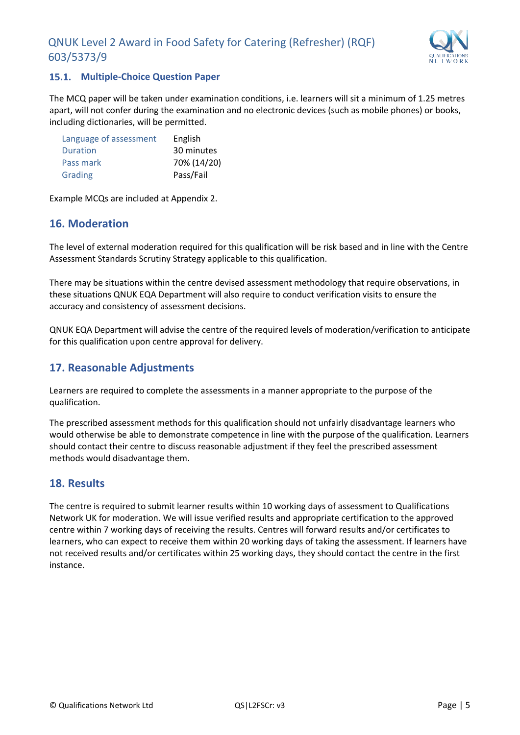### 15.1. Multiple-Choice Question Paper

The MCQ paper will be taken under examination conditions, i.e. learners will sit a minimum of 1.25 metres apart, will not confer during the examination and no electronic devices (such as mobile phones) or books, including dictionaries, will be permitted.

| | |
|---|---|
| Language of assessment | English |
| Duration | 30 minutes |
| Pass mark | 70% (14/20) |
| Grading | Pass/Fail |

Example MCQs are included at Appendix 2.

## 16. Moderation

The level of external moderation required for this qualification will be risk based and in line with the Centre Assessment Standards Scrutiny Strategy applicable to this qualification.

There may be situations within the centre devised assessment methodology that require observations, in these situations QNUK EQA Department will also require to conduct verification visits to ensure the accuracy and consistency of assessment decisions.

QNUK EQA Department will advise the centre of the required levels of moderation/verification to anticipate for this qualification upon centre approval for delivery.

## 17. Reasonable Adjustments

Learners are required to complete the assessments in a manner appropriate to the purpose of the qualification.

The prescribed assessment methods for this qualification should not unfairly disadvantage learners who would otherwise be able to demonstrate competence in line with the purpose of the qualification. Learners should contact their centre to discuss reasonable adjustment if they feel the prescribed assessment methods would disadvantage them.

## 18. Results

The centre is required to submit learner results within 10 working days of assessment to Qualifications Network UK for moderation. We will issue verified results and appropriate certification to the approved centre within 7 working days of receiving the results. Centres will forward results and/or certificates to learners, who can expect to receive them within 20 working days of taking the assessment. If learners have not received results and/or certificates within 25 working days, they should contact the centre in the first instance.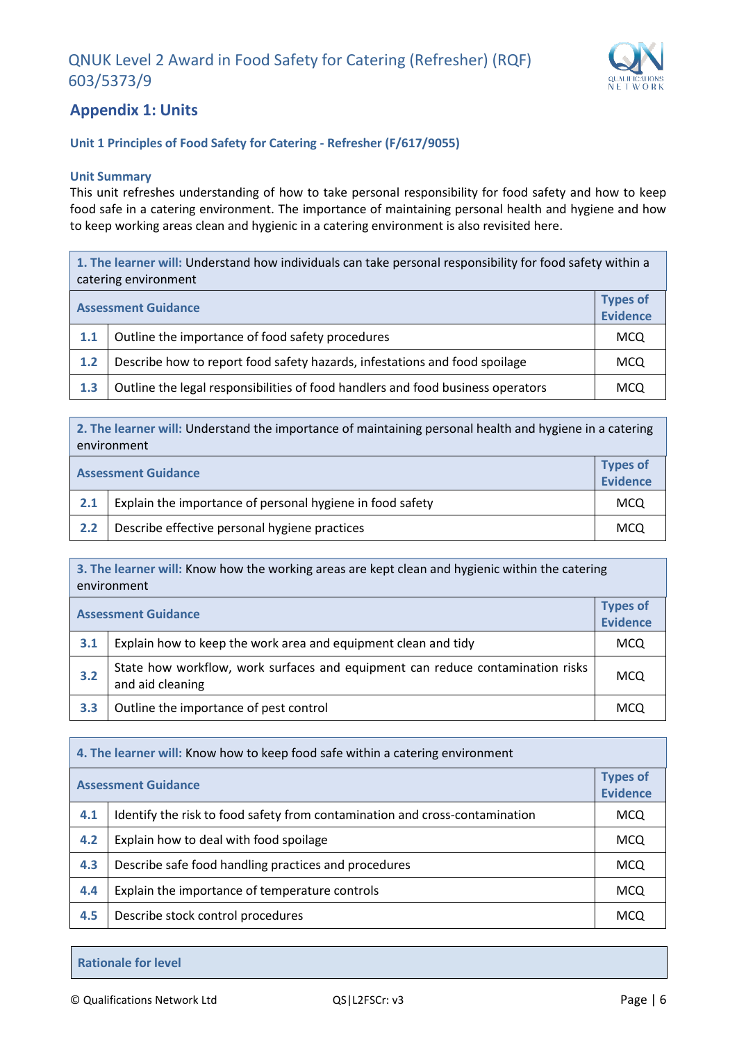## Appendix 1: Units

### Unit 1 Principles of Food Safety for Catering - Refresher (F/617/9055)

**Unit Summary**

This unit refreshes understanding of how to take personal responsibility for food safety and how to keep food safe in a catering environment. The importance of maintaining personal health and hygiene and how to keep working areas clean and hygienic in a catering environment is also revisited here.

| **1. The learner will:** Understand how individuals can take personal responsibility for food safety within a catering environment | | |
|---|---|---|
| **Assessment Guidance** | | **Types of Evidence** |
| 1.1 | Outline the importance of food safety procedures | MCQ |
| 1.2 | Describe how to report food safety hazards, infestations and food spoilage | MCQ |
| 1.3 | Outline the legal responsibilities of food handlers and food business operators | MCQ |

| **2. The learner will:** Understand the importance of maintaining personal health and hygiene in a catering environment | | |
|---|---|---|
| **Assessment Guidance** | | **Types of Evidence** |
| 2.1 | Explain the importance of personal hygiene in food safety | MCQ |
| 2.2 | Describe effective personal hygiene practices | MCQ |

| **3. The learner will:** Know how the working areas are kept clean and hygienic within the catering environment | | |
|---|---|---|
| **Assessment Guidance** | | **Types of Evidence** |
| 3.1 | Explain how to keep the work area and equipment clean and tidy | MCQ |
| 3.2 | State how workflow, work surfaces and equipment can reduce contamination risks and aid cleaning | MCQ |
| 3.3 | Outline the importance of pest control | MCQ |

| **4. The learner will:** Know how to keep food safe within a catering environment | | |
|---|---|---|
| **Assessment Guidance** | | **Types of Evidence** |
| 4.1 | Identify the risk to food safety from contamination and cross-contamination | MCQ |
| 4.2 | Explain how to deal with food spoilage | MCQ |
| 4.3 | Describe safe food handling practices and procedures | MCQ |
| 4.4 | Explain the importance of temperature controls | MCQ |
| 4.5 | Describe stock control procedures | MCQ |

| **Rationale for level** |
|---|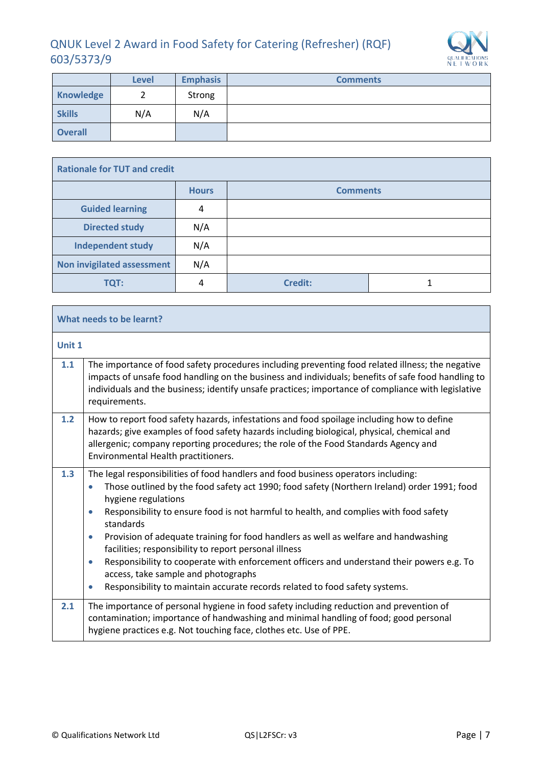# QNUK Level 2 Award in Food Safety for Catering (Refresher) (RQF) 603/5373/9

| | Level | Emphasis | Comments |
|---|---|---|---|
| **Knowledge** | 2 | Strong | |
| **Skills** | N/A | N/A | |
| **Overall** | | | |

| **Rationale for TUT and credit** | | | |
|---|---|---|---|
| | **Hours** | **Comments** | |
| **Guided learning** | 4 | | |
| **Directed study** | N/A | | |
| **Independent study** | N/A | | |
| **Non invigilated assessment** | N/A | | |
| **TQT:** | 4 | **Credit:** | 1 |

| **What needs to be learnt?** | |
|---|---|
| **Unit 1** | |
| **1.1** | The importance of food safety procedures including preventing food related illness; the negative impacts of unsafe food handling on the business and individuals; benefits of safe food handling to individuals and the business; identify unsafe practices; importance of compliance with legislative requirements. |
| **1.2** | How to report food safety hazards, infestations and food spoilage including how to define hazards; give examples of food safety hazards including biological, physical, chemical and allergenic; company reporting procedures; the role of the Food Standards Agency and Environmental Health practitioners. |
| **1.3** | The legal responsibilities of food handlers and food business operators including:<br>• Those outlined by the food safety act 1990; food safety (Northern Ireland) order 1991; food hygiene regulations<br>• Responsibility to ensure food is not harmful to health, and complies with food safety standards<br>• Provision of adequate training for food handlers as well as welfare and handwashing facilities; responsibility to report personal illness<br>• Responsibility to cooperate with enforcement officers and understand their powers e.g. To access, take sample and photographs<br>• Responsibility to maintain accurate records related to food safety systems. |
| **2.1** | The importance of personal hygiene in food safety including reduction and prevention of contamination; importance of handwashing and minimal handling of food; good personal hygiene practices e.g. Not touching face, clothes etc. Use of PPE. |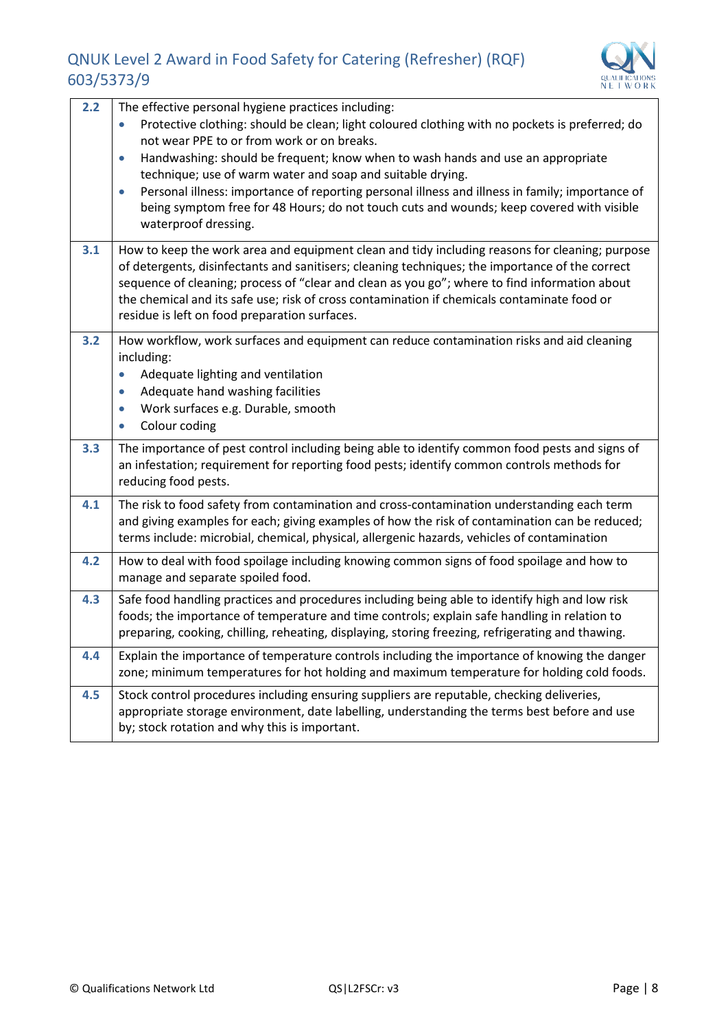| | |
|---|---|
| **2.2** | The effective personal hygiene practices including:<br>• Protective clothing: should be clean; light coloured clothing with no pockets is preferred; do not wear PPE to or from work or on breaks.<br>• Handwashing: should be frequent; know when to wash hands and use an appropriate technique; use of warm water and soap and suitable drying.<br>• Personal illness: importance of reporting personal illness and illness in family; importance of being symptom free for 48 Hours; do not touch cuts and wounds; keep covered with visible waterproof dressing. |
| **3.1** | How to keep the work area and equipment clean and tidy including reasons for cleaning; purpose of detergents, disinfectants and sanitisers; cleaning techniques; the importance of the correct sequence of cleaning; process of "clear and clean as you go"; where to find information about the chemical and its safe use; risk of cross contamination if chemicals contaminate food or residue is left on food preparation surfaces. |
| **3.2** | How workflow, work surfaces and equipment can reduce contamination risks and aid cleaning including:<br>• Adequate lighting and ventilation<br>• Adequate hand washing facilities<br>• Work surfaces e.g. Durable, smooth<br>• Colour coding |
| **3.3** | The importance of pest control including being able to identify common food pests and signs of an infestation; requirement for reporting food pests; identify common controls methods for reducing food pests. |
| **4.1** | The risk to food safety from contamination and cross-contamination understanding each term and giving examples for each; giving examples of how the risk of contamination can be reduced; terms include: microbial, chemical, physical, allergenic hazards, vehicles of contamination |
| **4.2** | How to deal with food spoilage including knowing common signs of food spoilage and how to manage and separate spoiled food. |
| **4.3** | Safe food handling practices and procedures including being able to identify high and low risk foods; the importance of temperature and time controls; explain safe handling in relation to preparing, cooking, chilling, reheating, displaying, storing freezing, refrigerating and thawing. |
| **4.4** | Explain the importance of temperature controls including the importance of knowing the danger zone; minimum temperatures for hot holding and maximum temperature for holding cold foods. |
| **4.5** | Stock control procedures including ensuring suppliers are reputable, checking deliveries, appropriate storage environment, date labelling, understanding the terms best before and use by; stock rotation and why this is important. |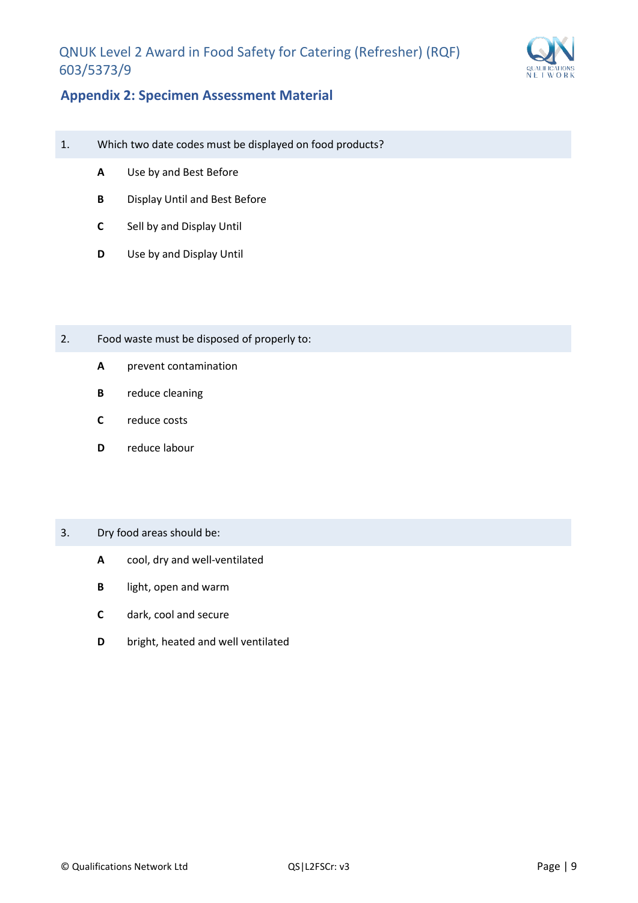## Appendix 2: Specimen Assessment Material

1. Which two date codes must be displayed on food products?

   **A** Use by and Best Before

   **B** Display Until and Best Before

   **C** Sell by and Display Until

   **D** Use by and Display Until

2. Food waste must be disposed of properly to:

   **A** prevent contamination

   **B** reduce cleaning

   **C** reduce costs

   **D** reduce labour

3. Dry food areas should be:

   **A** cool, dry and well-ventilated

   **B** light, open and warm

   **C** dark, cool and secure

   **D** bright, heated and well ventilated